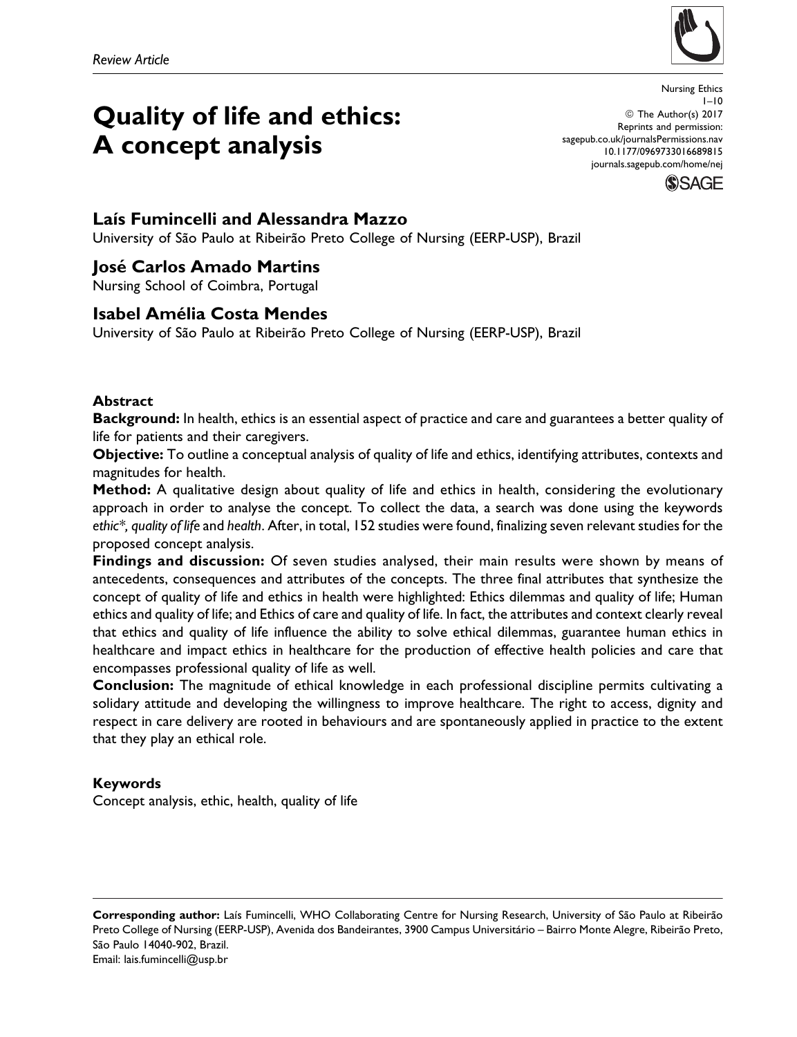Review Article

# Quality of life and ethics: A concept analysis

Nursing Ethics
1–10
© The Author(s) 2017
Reprints and permission:
sagepub.co.uk/journalsPermissions.nav
10.1177/0969733016689815
journals.sagepub.com/home/nej

**Laís Fumincelli and Alessandra Mazzo**
University of São Paulo at Ribeirão Preto College of Nursing (EERP-USP), Brazil

**José Carlos Amado Martins**
Nursing School of Coimbra, Portugal

**Isabel Amélia Costa Mendes**
University of São Paulo at Ribeirão Preto College of Nursing (EERP-USP), Brazil

### Abstract

**Background:** In health, ethics is an essential aspect of practice and care and guarantees a better quality of life for patients and their caregivers.

**Objective:** To outline a conceptual analysis of quality of life and ethics, identifying attributes, contexts and magnitudes for health.

**Method:** A qualitative design about quality of life and ethics in health, considering the evolutionary approach in order to analyse the concept. To collect the data, a search was done using the keywords *ethic*\*, *quality of life* and *health*. After, in total, 152 studies were found, finalizing seven relevant studies for the proposed concept analysis.

**Findings and discussion:** Of seven studies analysed, their main results were shown by means of antecedents, consequences and attributes of the concepts. The three final attributes that synthesize the concept of quality of life and ethics in health were highlighted: Ethics dilemmas and quality of life; Human ethics and quality of life; and Ethics of care and quality of life. In fact, the attributes and context clearly reveal that ethics and quality of life influence the ability to solve ethical dilemmas, guarantee human ethics in healthcare and impact ethics in healthcare for the production of effective health policies and care that encompasses professional quality of life as well.

**Conclusion:** The magnitude of ethical knowledge in each professional discipline permits cultivating a solidary attitude and developing the willingness to improve healthcare. The right to access, dignity and respect in care delivery are rooted in behaviours and are spontaneously applied in practice to the extent that they play an ethical role.

### Keywords

Concept analysis, ethic, health, quality of life

---

**Corresponding author:** Laís Fumincelli, WHO Collaborating Centre for Nursing Research, University of São Paulo at Ribeirão Preto College of Nursing (EERP-USP), Avenida dos Bandeirantes, 3900 Campus Universitário – Bairro Monte Alegre, Ribeirão Preto, São Paulo 14040-902, Brazil.
Email: lais.fumincelli@usp.br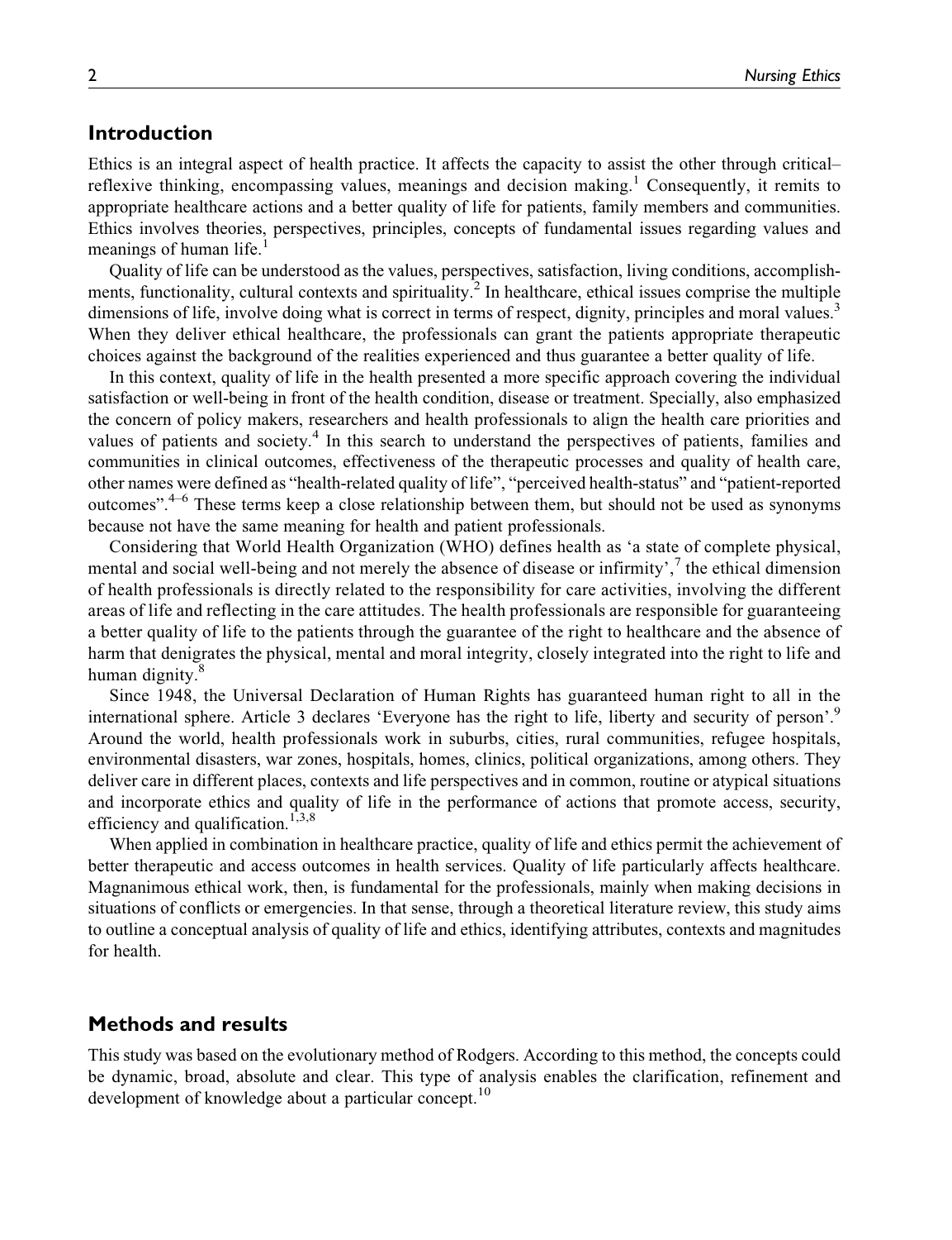## Introduction

Ethics is an integral aspect of health practice. It affects the capacity to assist the other through critical–reflexive thinking, encompassing values, meanings and decision making.[1] Consequently, it remits to appropriate healthcare actions and a better quality of life for patients, family members and communities. Ethics involves theories, perspectives, principles, concepts of fundamental issues regarding values and meanings of human life.[1]

Quality of life can be understood as the values, perspectives, satisfaction, living conditions, accomplishments, functionality, cultural contexts and spirituality.[2] In healthcare, ethical issues comprise the multiple dimensions of life, involve doing what is correct in terms of respect, dignity, principles and moral values.[3] When they deliver ethical healthcare, the professionals can grant the patients appropriate therapeutic choices against the background of the realities experienced and thus guarantee a better quality of life.

In this context, quality of life in the health presented a more specific approach covering the individual satisfaction or well-being in front of the health condition, disease or treatment. Specially, also emphasized the concern of policy makers, researchers and health professionals to align the health care priorities and values of patients and society.[4] In this search to understand the perspectives of patients, families and communities in clinical outcomes, effectiveness of the therapeutic processes and quality of health care, other names were defined as "health-related quality of life", "perceived health-status" and "patient-reported outcomes".[4–6] These terms keep a close relationship between them, but should not be used as synonyms because not have the same meaning for health and patient professionals.

Considering that World Health Organization (WHO) defines health as 'a state of complete physical, mental and social well-being and not merely the absence of disease or infirmity',[7] the ethical dimension of health professionals is directly related to the responsibility for care activities, involving the different areas of life and reflecting in the care attitudes. The health professionals are responsible for guaranteeing a better quality of life to the patients through the guarantee of the right to healthcare and the absence of harm that denigrates the physical, mental and moral integrity, closely integrated into the right to life and human dignity.[8]

Since 1948, the Universal Declaration of Human Rights has guaranteed human right to all in the international sphere. Article 3 declares 'Everyone has the right to life, liberty and security of person'.[9] Around the world, health professionals work in suburbs, cities, rural communities, refugee hospitals, environmental disasters, war zones, hospitals, homes, clinics, political organizations, among others. They deliver care in different places, contexts and life perspectives and in common, routine or atypical situations and incorporate ethics and quality of life in the performance of actions that promote access, security, efficiency and qualification.[1,3,8]

When applied in combination in healthcare practice, quality of life and ethics permit the achievement of better therapeutic and access outcomes in health services. Quality of life particularly affects healthcare. Magnanimous ethical work, then, is fundamental for the professionals, mainly when making decisions in situations of conflicts or emergencies. In that sense, through a theoretical literature review, this study aims to outline a conceptual analysis of quality of life and ethics, identifying attributes, contexts and magnitudes for health.

## Methods and results

This study was based on the evolutionary method of Rodgers. According to this method, the concepts could be dynamic, broad, absolute and clear. This type of analysis enables the clarification, refinement and development of knowledge about a particular concept.[10]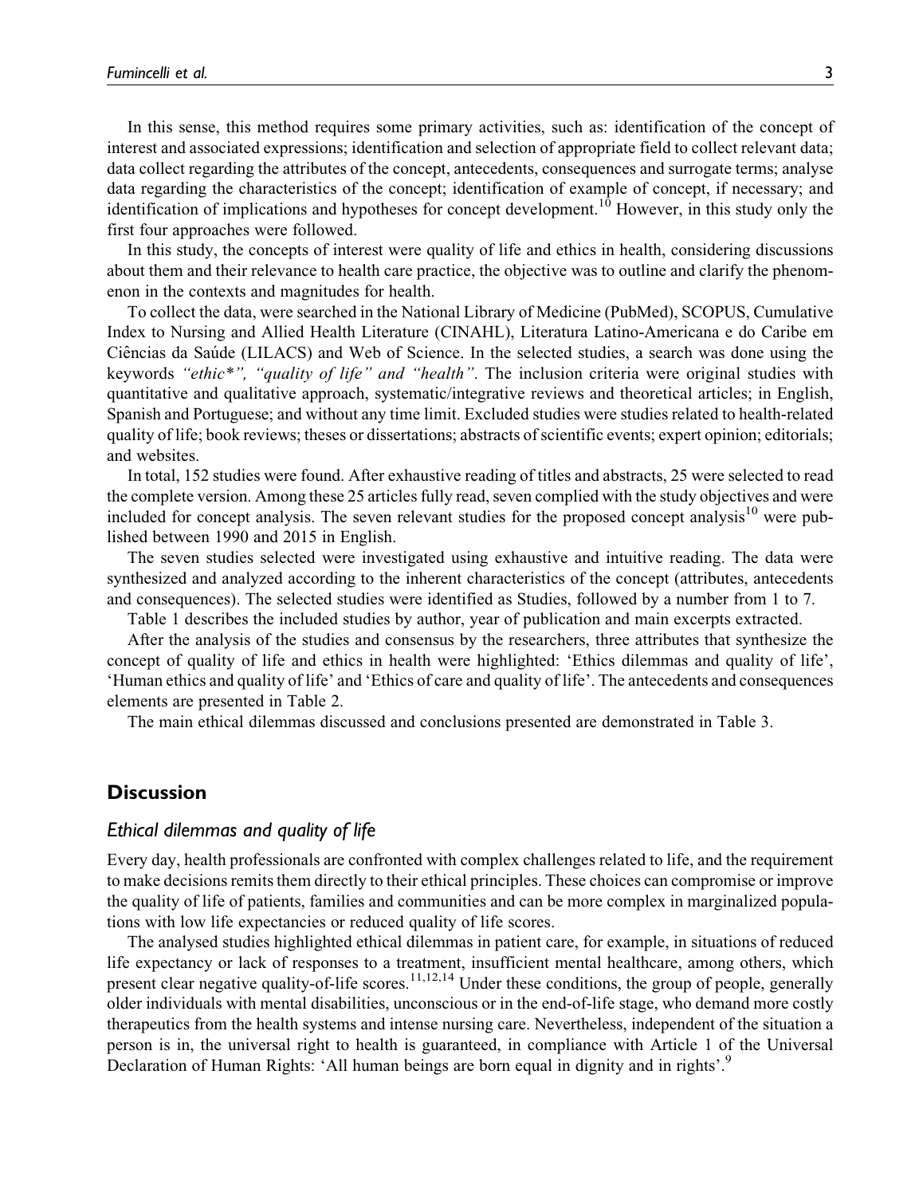In this sense, this method requires some primary activities, such as: identification of the concept of interest and associated expressions; identification and selection of appropriate field to collect relevant data; data collect regarding the attributes of the concept, antecedents, consequences and surrogate terms; analyse data regarding the characteristics of the concept; identification of example of concept, if necessary; and identification of implications and hypotheses for concept development.[10] However, in this study only the first four approaches were followed.

In this study, the concepts of interest were quality of life and ethics in health, considering discussions about them and their relevance to health care practice, the objective was to outline and clarify the phenomenon in the contexts and magnitudes for health.

To collect the data, were searched in the National Library of Medicine (PubMed), SCOPUS, Cumulative Index to Nursing and Allied Health Literature (CINAHL), Literatura Latino-Americana e do Caribe em Ciências da Saúde (LILACS) and Web of Science. In the selected studies, a search was done using the keywords *"ethic*", "quality of life" and "health"*. The inclusion criteria were original studies with quantitative and qualitative approach, systematic/integrative reviews and theoretical articles; in English, Spanish and Portuguese; and without any time limit. Excluded studies were studies related to health-related quality of life; book reviews; theses or dissertations; abstracts of scientific events; expert opinion; editorials; and websites.

In total, 152 studies were found. After exhaustive reading of titles and abstracts, 25 were selected to read the complete version. Among these 25 articles fully read, seven complied with the study objectives and were included for concept analysis. The seven relevant studies for the proposed concept analysis[10] were published between 1990 and 2015 in English.

The seven studies selected were investigated using exhaustive and intuitive reading. The data were synthesized and analyzed according to the inherent characteristics of the concept (attributes, antecedents and consequences). The selected studies were identified as Studies, followed by a number from 1 to 7.

Table 1 describes the included studies by author, year of publication and main excerpts extracted.

After the analysis of the studies and consensus by the researchers, three attributes that synthesize the concept of quality of life and ethics in health were highlighted: 'Ethics dilemmas and quality of life', 'Human ethics and quality of life' and 'Ethics of care and quality of life'. The antecedents and consequences elements are presented in Table 2.

The main ethical dilemmas discussed and conclusions presented are demonstrated in Table 3.

## Discussion

### *Ethical dilemmas and quality of life*

Every day, health professionals are confronted with complex challenges related to life, and the requirement to make decisions remits them directly to their ethical principles. These choices can compromise or improve the quality of life of patients, families and communities and can be more complex in marginalized populations with low life expectancies or reduced quality of life scores.

The analysed studies highlighted ethical dilemmas in patient care, for example, in situations of reduced life expectancy or lack of responses to a treatment, insufficient mental healthcare, among others, which present clear negative quality-of-life scores.[11,12,14] Under these conditions, the group of people, generally older individuals with mental disabilities, unconscious or in the end-of-life stage, who demand more costly therapeutics from the health systems and intense nursing care. Nevertheless, independent of the situation a person is in, the universal right to health is guaranteed, in compliance with Article 1 of the Universal Declaration of Human Rights: 'All human beings are born equal in dignity and in rights'.[9]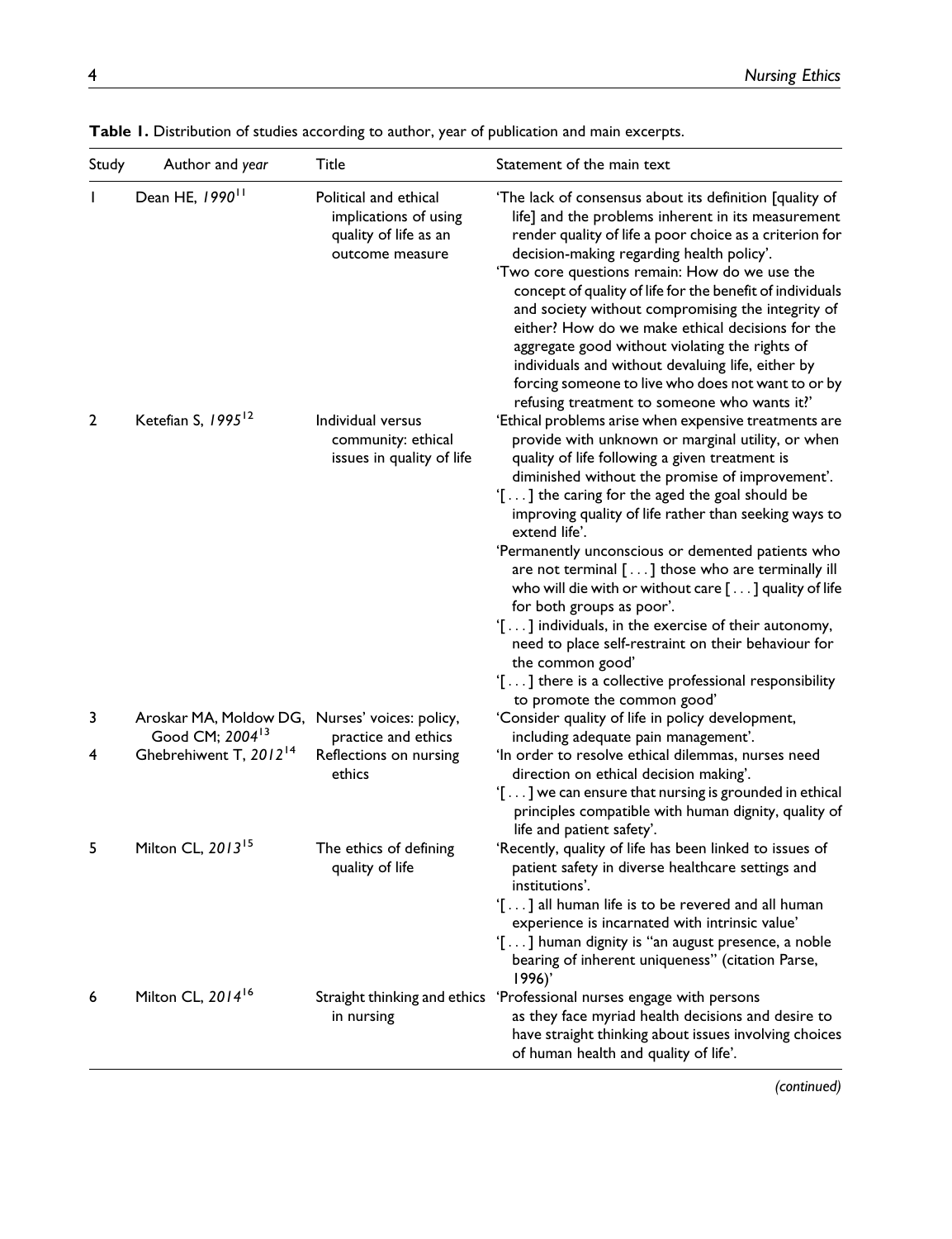**Table 1.** Distribution of studies according to author, year of publication and main excerpts.

| Study | Author and *year* | Title | Statement of the main text |
|---|---|---|---|
| 1 | Dean HE, *1990*[11] | Political and ethical implications of using quality of life as an outcome measure | 'The lack of consensus about its definition [quality of life] and the problems inherent in its measurement render quality of life a poor choice as a criterion for decision-making regarding health policy'. 'Two core questions remain: How do we use the concept of quality of life for the benefit of individuals and society without compromising the integrity of either? How do we make ethical decisions for the aggregate good without violating the rights of individuals and without devaluing life, either by forcing someone to live who does not want to or by refusing treatment to someone who wants it?' |
| 2 | Ketefian S, *1995*[12] | Individual versus community: ethical issues in quality of life | 'Ethical problems arise when expensive treatments are provide with unknown or marginal utility, or when quality of life following a given treatment is diminished without the promise of improvement'. '[ . . . ] the caring for the aged the goal should be improving quality of life rather than seeking ways to extend life'. 'Permanently unconscious or demented patients who are not terminal [ . . . ] those who are terminally ill who will die with or without care [ . . . ] quality of life for both groups as poor'. '[ . . . ] individuals, in the exercise of their autonomy, need to place self-restraint on their behaviour for the common good' '[ . . . ] there is a collective professional responsibility to promote the common good' |
| 3 | Aroskar MA, Moldow DG, Good CM; *2004*[13] | Nurses' voices: policy, practice and ethics | 'Consider quality of life in policy development, including adequate pain management'. |
| 4 | Ghebrehiwent T, *2012*[14] | Reflections on nursing ethics | 'In order to resolve ethical dilemmas, nurses need direction on ethical decision making'. '[ . . . ] we can ensure that nursing is grounded in ethical principles compatible with human dignity, quality of life and patient safety'. |
| 5 | Milton CL, *2013*[15] | The ethics of defining quality of life | 'Recently, quality of life has been linked to issues of patient safety in diverse healthcare settings and institutions'. '[ . . . ] all human life is to be revered and all human experience is incarnated with intrinsic value' '[ . . . ] human dignity is "an august presence, a noble bearing of inherent uniqueness" (citation Parse, 1996)' |
| 6 | Milton CL, *2014*[16] | Straight thinking and ethics in nursing | 'Professional nurses engage with persons as they face myriad health decisions and desire to have straight thinking about issues involving choices of human health and quality of life'. |

*(continued)*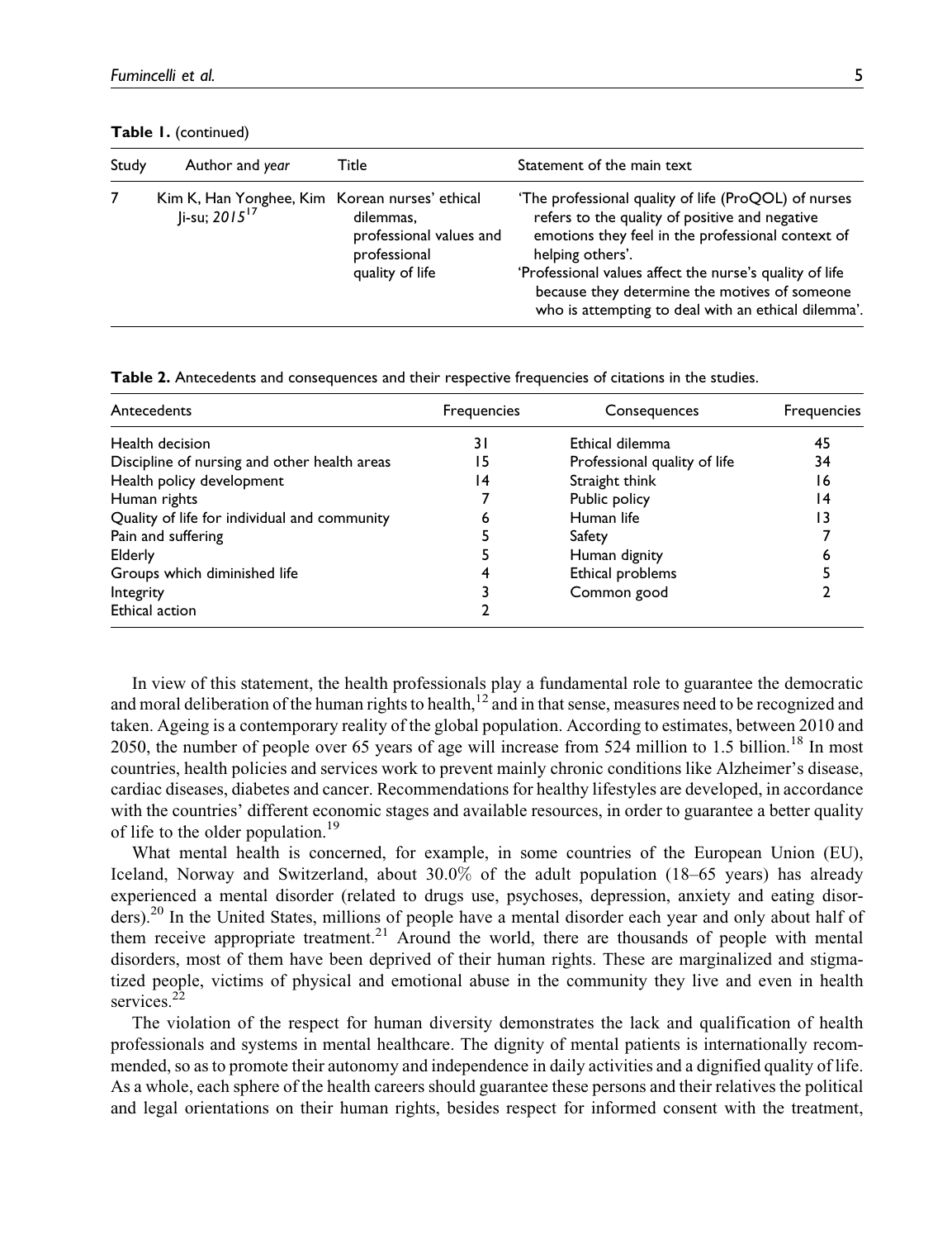**Table 1.** (continued)

| Study | Author and *year* | Title | Statement of the main text |
|---|---|---|---|
| 7 | Kim K, Han Yonghee, Kim Ji-su; *2015*[17] | Korean nurses' ethical dilemmas, professional values and professional quality of life | 'The professional quality of life (ProQOL) of nurses refers to the quality of positive and negative emotions they feel in the professional context of helping others'. 'Professional values affect the nurse's quality of life because they determine the motives of someone who is attempting to deal with an ethical dilemma'. |

**Table 2.** Antecedents and consequences and their respective frequencies of citations in the studies.

| Antecedents | Frequencies | Consequences | Frequencies |
|---|---|---|---|
| Health decision | 31 | Ethical dilemma | 45 |
| Discipline of nursing and other health areas | 15 | Professional quality of life | 34 |
| Health policy development | 14 | Straight think | 16 |
| Human rights | 7 | Public policy | 14 |
| Quality of life for individual and community | 6 | Human life | 13 |
| Pain and suffering | 5 | Safety | 7 |
| Elderly | 5 | Human dignity | 6 |
| Groups which diminished life | 4 | Ethical problems | 5 |
| Integrity | 3 | Common good | 2 |
| Ethical action | 2 | | |

In view of this statement, the health professionals play a fundamental role to guarantee the democratic and moral deliberation of the human rights to health,[12] and in that sense, measures need to be recognized and taken. Ageing is a contemporary reality of the global population. According to estimates, between 2010 and 2050, the number of people over 65 years of age will increase from 524 million to 1.5 billion.[18] In most countries, health policies and services work to prevent mainly chronic conditions like Alzheimer's disease, cardiac diseases, diabetes and cancer. Recommendations for healthy lifestyles are developed, in accordance with the countries' different economic stages and available resources, in order to guarantee a better quality of life to the older population.[19]

What mental health is concerned, for example, in some countries of the European Union (EU), Iceland, Norway and Switzerland, about 30.0% of the adult population (18–65 years) has already experienced a mental disorder (related to drugs use, psychoses, depression, anxiety and eating disorders).[20] In the United States, millions of people have a mental disorder each year and only about half of them receive appropriate treatment.[21] Around the world, there are thousands of people with mental disorders, most of them have been deprived of their human rights. These are marginalized and stigmatized people, victims of physical and emotional abuse in the community they live and even in health services.[22]

The violation of the respect for human diversity demonstrates the lack and qualification of health professionals and systems in mental healthcare. The dignity of mental patients is internationally recommended, so as to promote their autonomy and independence in daily activities and a dignified quality of life. As a whole, each sphere of the health careers should guarantee these persons and their relatives the political and legal orientations on their human rights, besides respect for informed consent with the treatment,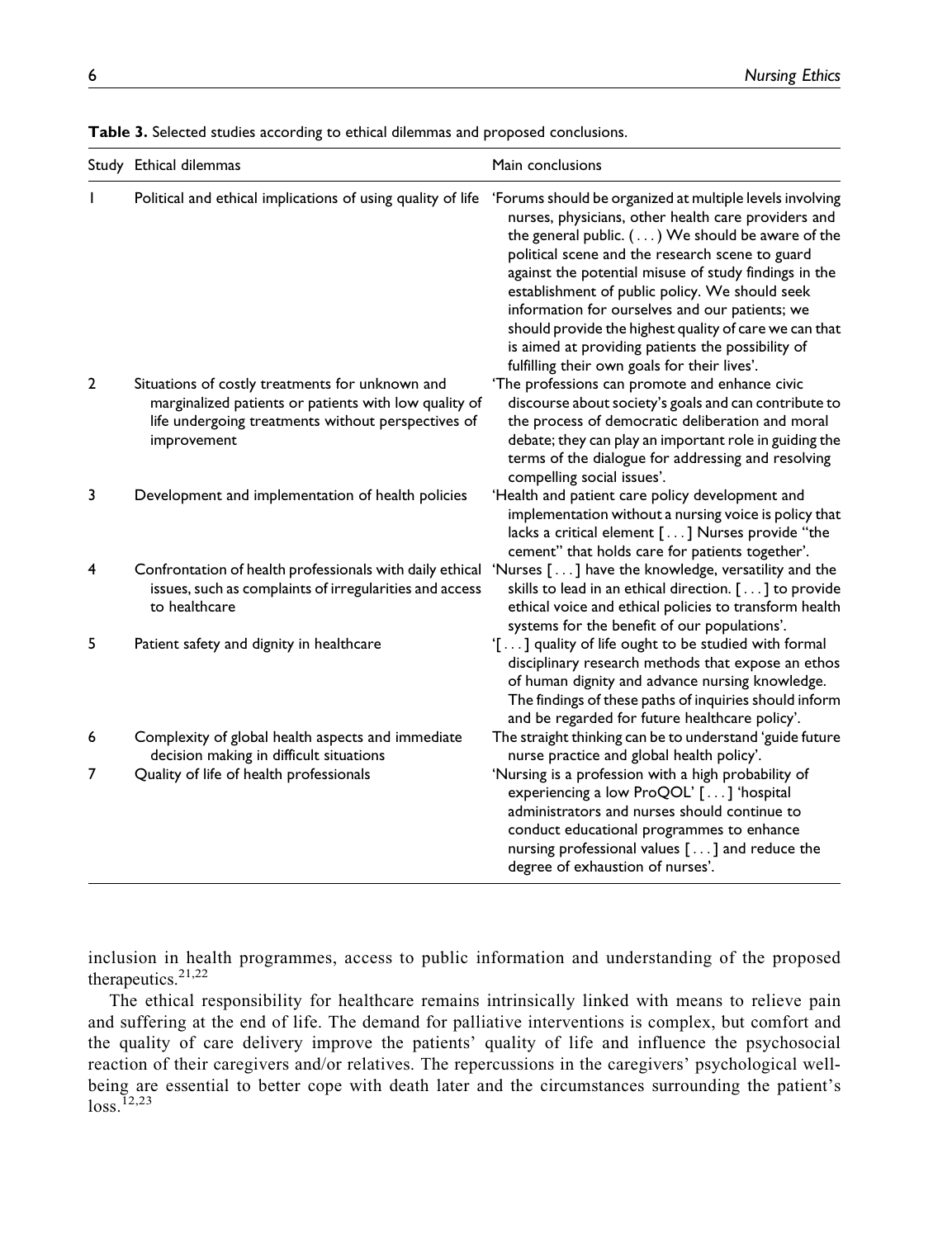**Table 3.** Selected studies according to ethical dilemmas and proposed conclusions.

| Study | Ethical dilemmas | Main conclusions |
| --- | --- | --- |
| 1 | Political and ethical implications of using quality of life | 'Forums should be organized at multiple levels involving nurses, physicians, other health care providers and the general public. (...) We should be aware of the political scene and the research scene to guard against the potential misuse of study findings in the establishment of public policy. We should seek information for ourselves and our patients; we should provide the highest quality of care we can that is aimed at providing patients the possibility of fulfilling their own goals for their lives'. |
| 2 | Situations of costly treatments for unknown and marginalized patients or patients with low quality of life undergoing treatments without perspectives of improvement | 'The professions can promote and enhance civic discourse about society's goals and can contribute to the process of democratic deliberation and moral debate; they can play an important role in guiding the terms of the dialogue for addressing and resolving compelling social issues'. |
| 3 | Development and implementation of health policies | 'Health and patient care policy development and implementation without a nursing voice is policy that lacks a critical element [...] Nurses provide "the cement" that holds care for patients together'. |
| 4 | Confrontation of health professionals with daily ethical issues, such as complaints of irregularities and access to healthcare | 'Nurses [...] have the knowledge, versatility and the skills to lead in an ethical direction. [...] to provide ethical voice and ethical policies to transform health systems for the benefit of our populations'. |
| 5 | Patient safety and dignity in healthcare | '[...] quality of life ought to be studied with formal disciplinary research methods that expose an ethos of human dignity and advance nursing knowledge. The findings of these paths of inquiries should inform and be regarded for future healthcare policy'. |
| 6 | Complexity of global health aspects and immediate decision making in difficult situations | The straight thinking can be to understand 'guide future nurse practice and global health policy'. |
| 7 | Quality of life of health professionals | 'Nursing is a profession with a high probability of experiencing a low ProQOL' [...] 'hospital administrators and nurses should continue to conduct educational programmes to enhance nursing professional values [...] and reduce the degree of exhaustion of nurses'. |

inclusion in health programmes, access to public information and understanding of the proposed therapeutics.[21,22]

The ethical responsibility for healthcare remains intrinsically linked with means to relieve pain and suffering at the end of life. The demand for palliative interventions is complex, but comfort and the quality of care delivery improve the patients' quality of life and influence the psychosocial reaction of their caregivers and/or relatives. The repercussions in the caregivers' psychological well-being are essential to better cope with death later and the circumstances surrounding the patient's loss.[12,23]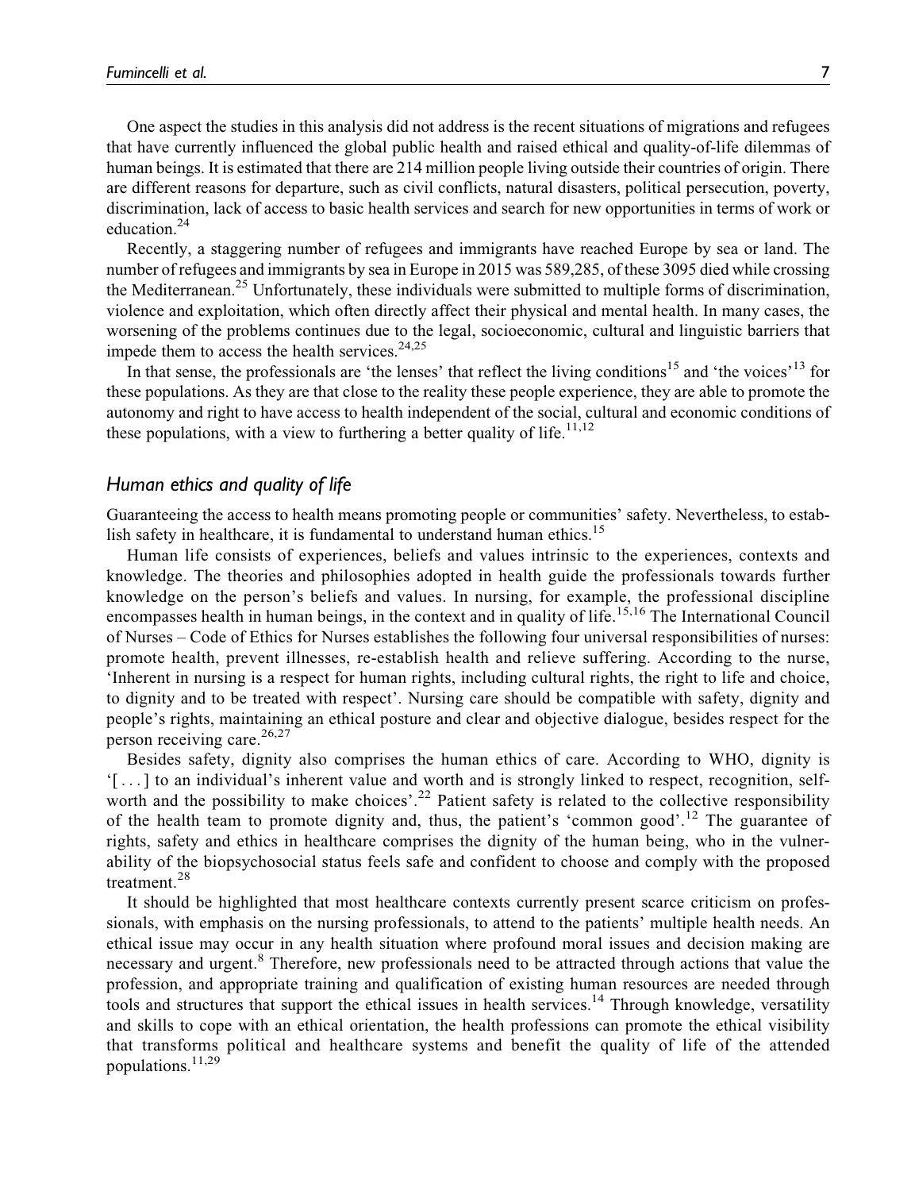One aspect the studies in this analysis did not address is the recent situations of migrations and refugees that have currently influenced the global public health and raised ethical and quality-of-life dilemmas of human beings. It is estimated that there are 214 million people living outside their countries of origin. There are different reasons for departure, such as civil conflicts, natural disasters, political persecution, poverty, discrimination, lack of access to basic health services and search for new opportunities in terms of work or education.[24]

Recently, a staggering number of refugees and immigrants have reached Europe by sea or land. The number of refugees and immigrants by sea in Europe in 2015 was 589,285, of these 3095 died while crossing the Mediterranean.[25] Unfortunately, these individuals were submitted to multiple forms of discrimination, violence and exploitation, which often directly affect their physical and mental health. In many cases, the worsening of the problems continues due to the legal, socioeconomic, cultural and linguistic barriers that impede them to access the health services.[24,25]

In that sense, the professionals are 'the lenses' that reflect the living conditions[15] and 'the voices'[13] for these populations. As they are that close to the reality these people experience, they are able to promote the autonomy and right to have access to health independent of the social, cultural and economic conditions of these populations, with a view to furthering a better quality of life.[11,12]

### *Human ethics and quality of life*

Guaranteeing the access to health means promoting people or communities' safety. Nevertheless, to establish safety in healthcare, it is fundamental to understand human ethics.[15]

Human life consists of experiences, beliefs and values intrinsic to the experiences, contexts and knowledge. The theories and philosophies adopted in health guide the professionals towards further knowledge on the person's beliefs and values. In nursing, for example, the professional discipline encompasses health in human beings, in the context and in quality of life.[15,16] The International Council of Nurses – Code of Ethics for Nurses establishes the following four universal responsibilities of nurses: promote health, prevent illnesses, re-establish health and relieve suffering. According to the nurse, 'Inherent in nursing is a respect for human rights, including cultural rights, the right to life and choice, to dignity and to be treated with respect'. Nursing care should be compatible with safety, dignity and people's rights, maintaining an ethical posture and clear and objective dialogue, besides respect for the person receiving care.[26,27]

Besides safety, dignity also comprises the human ethics of care. According to WHO, dignity is '[ . . . ] to an individual's inherent value and worth and is strongly linked to respect, recognition, self-worth and the possibility to make choices'.[22] Patient safety is related to the collective responsibility of the health team to promote dignity and, thus, the patient's 'common good'.[12] The guarantee of rights, safety and ethics in healthcare comprises the dignity of the human being, who in the vulnerability of the biopsychosocial status feels safe and confident to choose and comply with the proposed treatment.[28]

It should be highlighted that most healthcare contexts currently present scarce criticism on professionals, with emphasis on the nursing professionals, to attend to the patients' multiple health needs. An ethical issue may occur in any health situation where profound moral issues and decision making are necessary and urgent.[8] Therefore, new professionals need to be attracted through actions that value the profession, and appropriate training and qualification of existing human resources are needed through tools and structures that support the ethical issues in health services.[14] Through knowledge, versatility and skills to cope with an ethical orientation, the health professions can promote the ethical visibility that transforms political and healthcare systems and benefit the quality of life of the attended populations.[11,29]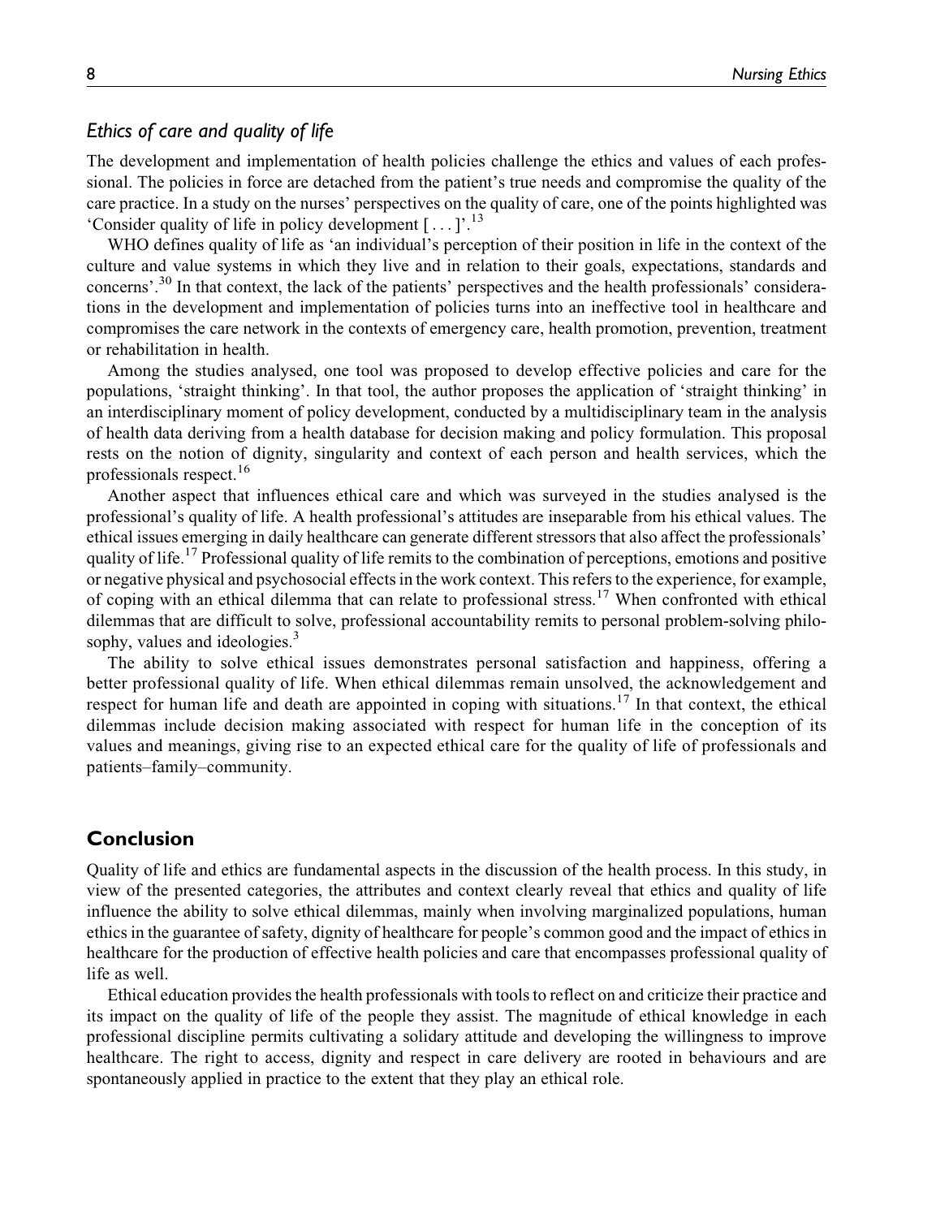### *Ethics of care and quality of life*

The development and implementation of health policies challenge the ethics and values of each professional. The policies in force are detached from the patient's true needs and compromise the quality of the care practice. In a study on the nurses' perspectives on the quality of care, one of the points highlighted was 'Consider quality of life in policy development [ . . . ]'.[13]

WHO defines quality of life as 'an individual's perception of their position in life in the context of the culture and value systems in which they live and in relation to their goals, expectations, standards and concerns'.[30] In that context, the lack of the patients' perspectives and the health professionals' considerations in the development and implementation of policies turns into an ineffective tool in healthcare and compromises the care network in the contexts of emergency care, health promotion, prevention, treatment or rehabilitation in health.

Among the studies analysed, one tool was proposed to develop effective policies and care for the populations, 'straight thinking'. In that tool, the author proposes the application of 'straight thinking' in an interdisciplinary moment of policy development, conducted by a multidisciplinary team in the analysis of health data deriving from a health database for decision making and policy formulation. This proposal rests on the notion of dignity, singularity and context of each person and health services, which the professionals respect.[16]

Another aspect that influences ethical care and which was surveyed in the studies analysed is the professional's quality of life. A health professional's attitudes are inseparable from his ethical values. The ethical issues emerging in daily healthcare can generate different stressors that also affect the professionals' quality of life.[17] Professional quality of life remits to the combination of perceptions, emotions and positive or negative physical and psychosocial effects in the work context. This refers to the experience, for example, of coping with an ethical dilemma that can relate to professional stress.[17] When confronted with ethical dilemmas that are difficult to solve, professional accountability remits to personal problem-solving philosophy, values and ideologies.[3]

The ability to solve ethical issues demonstrates personal satisfaction and happiness, offering a better professional quality of life. When ethical dilemmas remain unsolved, the acknowledgement and respect for human life and death are appointed in coping with situations.[17] In that context, the ethical dilemmas include decision making associated with respect for human life in the conception of its values and meanings, giving rise to an expected ethical care for the quality of life of professionals and patients–family–community.

## Conclusion

Quality of life and ethics are fundamental aspects in the discussion of the health process. In this study, in view of the presented categories, the attributes and context clearly reveal that ethics and quality of life influence the ability to solve ethical dilemmas, mainly when involving marginalized populations, human ethics in the guarantee of safety, dignity of healthcare for people's common good and the impact of ethics in healthcare for the production of effective health policies and care that encompasses professional quality of life as well.

Ethical education provides the health professionals with tools to reflect on and criticize their practice and its impact on the quality of life of the people they assist. The magnitude of ethical knowledge in each professional discipline permits cultivating a solidary attitude and developing the willingness to improve healthcare. The right to access, dignity and respect in care delivery are rooted in behaviours and are spontaneously applied in practice to the extent that they play an ethical role.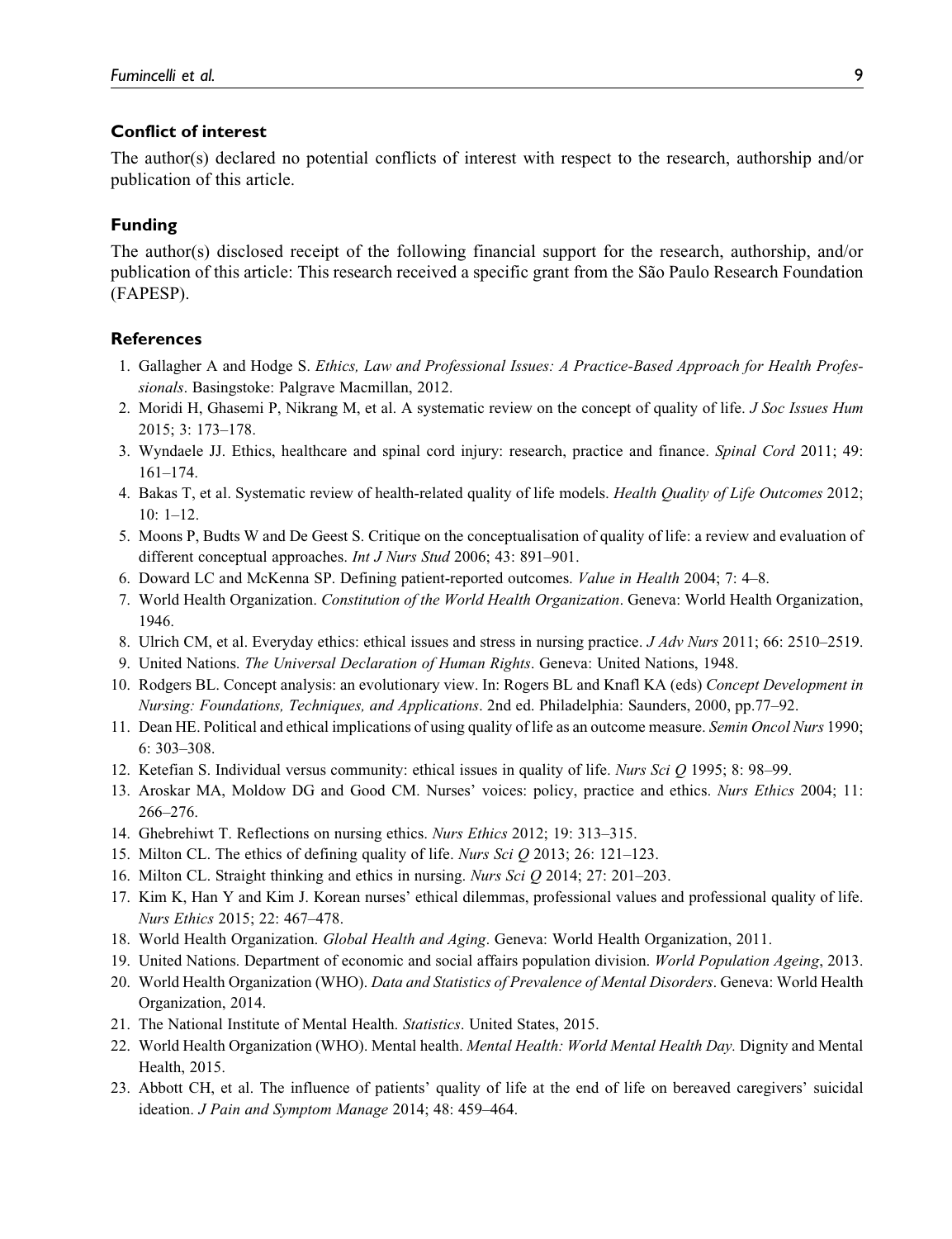## Conflict of interest

The author(s) declared no potential conflicts of interest with respect to the research, authorship and/or publication of this article.

## Funding

The author(s) disclosed receipt of the following financial support for the research, authorship, and/or publication of this article: This research received a specific grant from the São Paulo Research Foundation (FAPESP).

## References

1. Gallagher A and Hodge S. *Ethics, Law and Professional Issues: A Practice-Based Approach for Health Professionals*. Basingstoke: Palgrave Macmillan, 2012.
2. Moridi H, Ghasemi P, Nikrang M, et al. A systematic review on the concept of quality of life. *J Soc Issues Hum* 2015; 3: 173–178.
3. Wyndaele JJ. Ethics, healthcare and spinal cord injury: research, practice and finance. *Spinal Cord* 2011; 49: 161–174.
4. Bakas T, et al. Systematic review of health-related quality of life models. *Health Quality of Life Outcomes* 2012; 10: 1–12.
5. Moons P, Budts W and De Geest S. Critique on the conceptualisation of quality of life: a review and evaluation of different conceptual approaches. *Int J Nurs Stud* 2006; 43: 891–901.
6. Doward LC and McKenna SP. Defining patient-reported outcomes. *Value in Health* 2004; 7: 4–8.
7. World Health Organization. *Constitution of the World Health Organization*. Geneva: World Health Organization, 1946.
8. Ulrich CM, et al. Everyday ethics: ethical issues and stress in nursing practice. *J Adv Nurs* 2011; 66: 2510–2519.
9. United Nations. *The Universal Declaration of Human Rights*. Geneva: United Nations, 1948.
10. Rodgers BL. Concept analysis: an evolutionary view. In: Rogers BL and Knafl KA (eds) *Concept Development in Nursing: Foundations, Techniques, and Applications*. 2nd ed. Philadelphia: Saunders, 2000, pp.77–92.
11. Dean HE. Political and ethical implications of using quality of life as an outcome measure. *Semin Oncol Nurs* 1990; 6: 303–308.
12. Ketefian S. Individual versus community: ethical issues in quality of life. *Nurs Sci Q* 1995; 8: 98–99.
13. Aroskar MA, Moldow DG and Good CM. Nurses' voices: policy, practice and ethics. *Nurs Ethics* 2004; 11: 266–276.
14. Ghebrehiwt T. Reflections on nursing ethics. *Nurs Ethics* 2012; 19: 313–315.
15. Milton CL. The ethics of defining quality of life. *Nurs Sci Q* 2013; 26: 121–123.
16. Milton CL. Straight thinking and ethics in nursing. *Nurs Sci Q* 2014; 27: 201–203.
17. Kim K, Han Y and Kim J. Korean nurses' ethical dilemmas, professional values and professional quality of life. *Nurs Ethics* 2015; 22: 467–478.
18. World Health Organization. *Global Health and Aging*. Geneva: World Health Organization, 2011.
19. United Nations. Department of economic and social affairs population division. *World Population Ageing*, 2013.
20. World Health Organization (WHO). *Data and Statistics of Prevalence of Mental Disorders*. Geneva: World Health Organization, 2014.
21. The National Institute of Mental Health. *Statistics*. United States, 2015.
22. World Health Organization (WHO). Mental health. *Mental Health: World Mental Health Day*. Dignity and Mental Health, 2015.
23. Abbott CH, et al. The influence of patients' quality of life at the end of life on bereaved caregivers' suicidal ideation. *J Pain and Symptom Manage* 2014; 48: 459–464.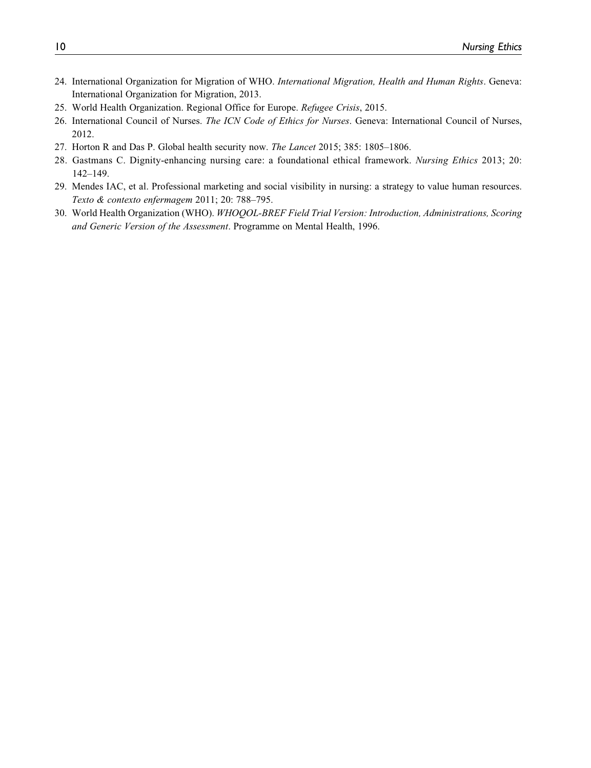24. International Organization for Migration of WHO. *International Migration, Health and Human Rights*. Geneva: International Organization for Migration, 2013.
25. World Health Organization. Regional Office for Europe. *Refugee Crisis*, 2015.
26. International Council of Nurses. *The ICN Code of Ethics for Nurses*. Geneva: International Council of Nurses, 2012.
27. Horton R and Das P. Global health security now. *The Lancet* 2015; 385: 1805–1806.
28. Gastmans C. Dignity-enhancing nursing care: a foundational ethical framework. *Nursing Ethics* 2013; 20: 142–149.
29. Mendes IAC, et al. Professional marketing and social visibility in nursing: a strategy to value human resources. *Texto & contexto enfermagem* 2011; 20: 788–795.
30. World Health Organization (WHO). *WHOQOL-BREF Field Trial Version: Introduction, Administrations, Scoring and Generic Version of the Assessment*. Programme on Mental Health, 1996.